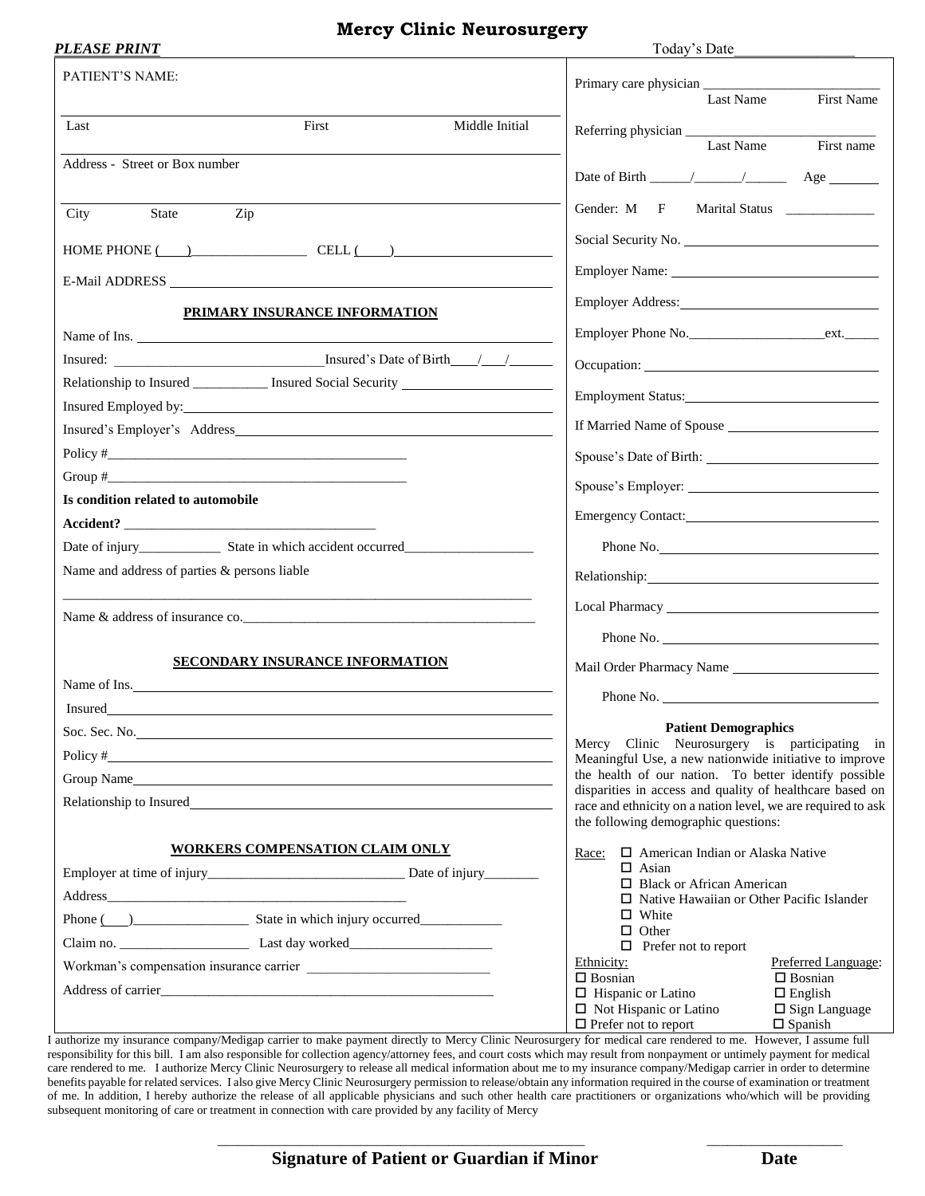# Mercy Clinic Neurosurgery

***PLEASE PRINT*** Today's Date________________

PATIENT'S NAME:

Last First Middle Initial

Address - Street or Box number

City State Zip

HOME PHONE (___)________________ CELL (____)

E-Mail ADDRESS

**PRIMARY INSURANCE INFORMATION**

Name of Ins.

Insured: Insured's Date of Birth___/___/______

Relationship to Insured __________ Insured Social Security

Insured Employed by:

Insured's Employer's Address

Policy #____________________________________________

Group #____________________________________________

**Is condition related to automobile**

**Accident?** ___________________________________

Date of injury___________ State in which accident occurred__________________

Name and address of parties & persons liable

_____________________________________________________________________

Name & address of insurance co.__________________________________________

**SECONDARY INSURANCE INFORMATION**

Name of Ins.

Insured

Soc. Sec. No.

Policy #

Group Name

Relationship to Insured

**WORKERS COMPENSATION CLAIM ONLY**

Employer at time of injury___________________________ Date of injury________

Address_____________________________________________

Phone (___)________________ State in which injury occurred___________

Claim no. __________________ Last day worked____________________

Workman's compensation insurance carrier __________________________

Address of carrier_________________________________________________

Primary care physician ________________________ Last Name First Name

Referring physician ___________________________ Last Name First name

Date of Birth _____/______/______ Age _______

Gender: M F Marital Status ____________

Social Security No.

Employer Name:

Employer Address:

Employer Phone No.___________________ext._____

Occupation:

Employment Status:

If Married Name of Spouse

Spouse's Date of Birth:

Spouse's Employer:

Emergency Contact:

Phone No.

Relationship:

Local Pharmacy

Phone No.

Mail Order Pharmacy Name

Phone No.

**Patient Demographics**

Mercy Clinic Neurosurgery is participating in Meaningful Use, a new nationwide initiative to improve the health of our nation. To better identify possible disparities in access and quality of healthcare based on race and ethnicity on a nation level, we are required to ask the following demographic questions:

Race:
- ☐ American Indian or Alaska Native
- ☐ Asian
- ☐ Black or African American
- ☐ Native Hawaiian or Other Pacific Islander
- ☐ White
- ☐ Other
- ☐ Prefer not to report

Ethnicity:
- ☐ Bosnian
- ☐ Hispanic or Latino
- ☐ Not Hispanic or Latino
- ☐ Prefer not to report

Preferred Language:
- ☐ Bosnian
- ☐ English
- ☐ Sign Language
- ☐ Spanish

I authorize my insurance company/Medigap carrier to make payment directly to Mercy Clinic Neurosurgery for medical care rendered to me. However, I assume full responsibility for this bill. I am also responsible for collection agency/attorney fees, and court costs which may result from nonpayment or untimely payment for medical care rendered to me. I authorize Mercy Clinic Neurosurgery to release all medical information about me to my insurance company/Medigap carrier in order to determine benefits payable for related services. I also give Mercy Clinic Neurosurgery permission to release/obtain any information required in the course of examination or treatment of me. In addition, I hereby authorize the release of all applicable physicians and such other health care practitioners or organizations who/which will be providing subsequent monitoring of care or treatment in connection with care provided by any facility of Mercy

_______________________________________________ __________________

**Signature of Patient or Guardian if Minor** **Date**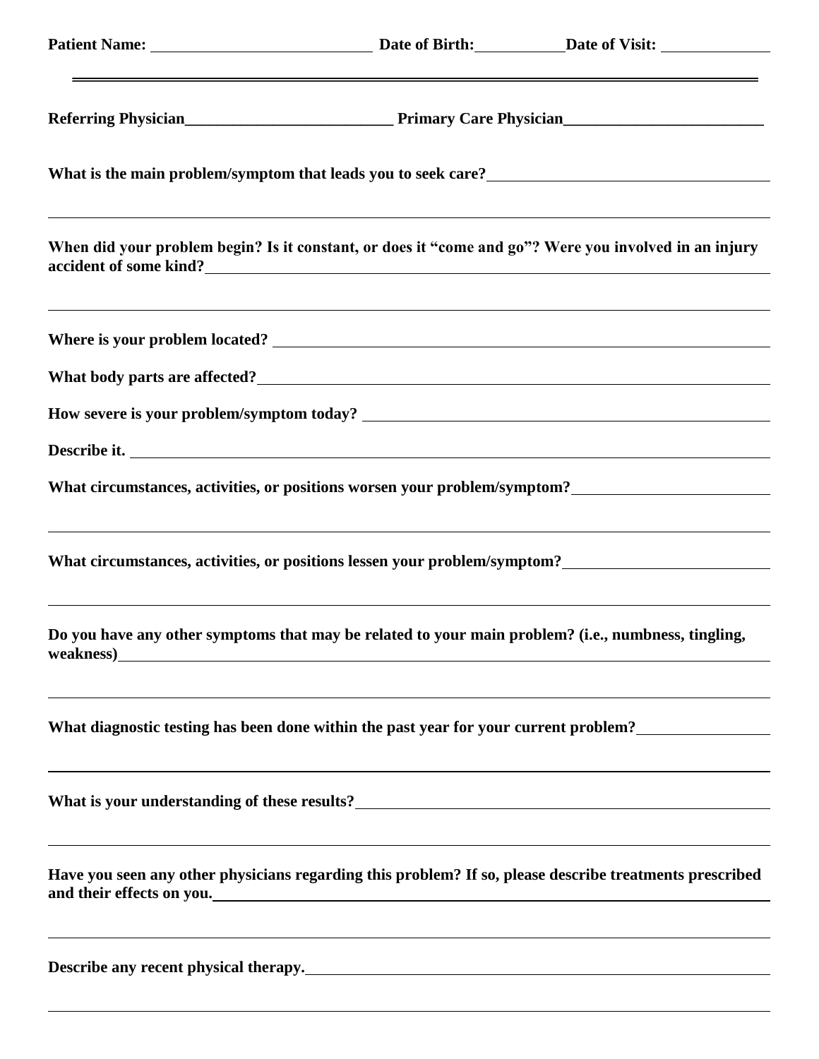**Patient Name:** \_\_\_\_\_\_\_\_\_\_\_\_\_\_\_\_\_\_\_\_\_\_\_\_\_\_ **Date of Birth:** \_\_\_\_\_\_\_\_\_\_ **Date of Visit:** \_\_\_\_\_\_\_\_\_\_\_\_

---

**Referring Physician**\_\_\_\_\_\_\_\_\_\_\_\_\_\_\_\_\_\_\_\_\_\_\_\_\_\_ **Primary Care Physician**\_\_\_\_\_\_\_\_\_\_\_\_\_\_\_\_\_\_\_\_\_\_\_\_\_

**What is the main problem/symptom that leads you to seek care?**\_\_\_\_\_\_\_\_\_\_\_\_\_\_\_\_\_\_\_\_\_\_\_\_\_\_\_\_\_\_\_\_\_\_\_\_

\_\_\_\_\_\_\_\_\_\_\_\_\_\_\_\_\_\_\_\_\_\_\_\_\_\_\_\_\_\_\_\_\_\_\_\_\_\_\_\_\_\_\_\_\_\_\_\_\_\_\_\_\_\_\_\_\_\_\_\_\_\_\_\_\_\_\_\_\_\_\_\_\_\_\_\_\_\_\_\_\_\_

**When did your problem begin? Is it constant, or does it "come and go"? Were you involved in an injury accident of some kind?**\_\_\_\_\_\_\_\_\_\_\_\_\_\_\_\_\_\_\_\_\_\_\_\_\_\_\_\_\_\_\_\_\_\_\_\_\_\_\_\_\_\_\_\_\_\_\_\_\_\_\_\_\_\_\_\_\_\_\_\_\_

\_\_\_\_\_\_\_\_\_\_\_\_\_\_\_\_\_\_\_\_\_\_\_\_\_\_\_\_\_\_\_\_\_\_\_\_\_\_\_\_\_\_\_\_\_\_\_\_\_\_\_\_\_\_\_\_\_\_\_\_\_\_\_\_\_\_\_\_\_\_\_\_\_\_\_\_\_\_\_\_\_\_

**Where is your problem located?** \_\_\_\_\_\_\_\_\_\_\_\_\_\_\_\_\_\_\_\_\_\_\_\_\_\_\_\_\_\_\_\_\_\_\_\_\_\_\_\_\_\_\_\_\_\_\_\_\_\_\_\_\_\_\_\_\_\_\_\_\_

**What body parts are affected?**\_\_\_\_\_\_\_\_\_\_\_\_\_\_\_\_\_\_\_\_\_\_\_\_\_\_\_\_\_\_\_\_\_\_\_\_\_\_\_\_\_\_\_\_\_\_\_\_\_\_\_\_\_\_\_\_\_\_\_\_\_\_

**How severe is your problem/symptom today?** \_\_\_\_\_\_\_\_\_\_\_\_\_\_\_\_\_\_\_\_\_\_\_\_\_\_\_\_\_\_\_\_\_\_\_\_\_\_\_\_\_\_\_\_\_\_\_\_

**Describe it.** \_\_\_\_\_\_\_\_\_\_\_\_\_\_\_\_\_\_\_\_\_\_\_\_\_\_\_\_\_\_\_\_\_\_\_\_\_\_\_\_\_\_\_\_\_\_\_\_\_\_\_\_\_\_\_\_\_\_\_\_\_\_\_\_\_\_\_\_\_\_\_\_

**What circumstances, activities, or positions worsen your problem/symptom?**\_\_\_\_\_\_\_\_\_\_\_\_\_\_\_\_\_\_\_\_\_\_\_\_

\_\_\_\_\_\_\_\_\_\_\_\_\_\_\_\_\_\_\_\_\_\_\_\_\_\_\_\_\_\_\_\_\_\_\_\_\_\_\_\_\_\_\_\_\_\_\_\_\_\_\_\_\_\_\_\_\_\_\_\_\_\_\_\_\_\_\_\_\_\_\_\_\_\_\_\_\_\_\_\_\_\_

**What circumstances, activities, or positions lessen your problem/symptom?**\_\_\_\_\_\_\_\_\_\_\_\_\_\_\_\_\_\_\_\_\_\_\_\_\_

\_\_\_\_\_\_\_\_\_\_\_\_\_\_\_\_\_\_\_\_\_\_\_\_\_\_\_\_\_\_\_\_\_\_\_\_\_\_\_\_\_\_\_\_\_\_\_\_\_\_\_\_\_\_\_\_\_\_\_\_\_\_\_\_\_\_\_\_\_\_\_\_\_\_\_\_\_\_\_\_\_\_

**Do you have any other symptoms that may be related to your main problem? (i.e., numbness, tingling, weakness)**\_\_\_\_\_\_\_\_\_\_\_\_\_\_\_\_\_\_\_\_\_\_\_\_\_\_\_\_\_\_\_\_\_\_\_\_\_\_\_\_\_\_\_\_\_\_\_\_\_\_\_\_\_\_\_\_\_\_\_\_\_\_\_\_\_\_\_\_\_\_\_\_\_

\_\_\_\_\_\_\_\_\_\_\_\_\_\_\_\_\_\_\_\_\_\_\_\_\_\_\_\_\_\_\_\_\_\_\_\_\_\_\_\_\_\_\_\_\_\_\_\_\_\_\_\_\_\_\_\_\_\_\_\_\_\_\_\_\_\_\_\_\_\_\_\_\_\_\_\_\_\_\_\_\_\_

**What diagnostic testing has been done within the past year for your current problem?**\_\_\_\_\_\_\_\_\_\_\_\_\_\_\_\_

\_\_\_\_\_\_\_\_\_\_\_\_\_\_\_\_\_\_\_\_\_\_\_\_\_\_\_\_\_\_\_\_\_\_\_\_\_\_\_\_\_\_\_\_\_\_\_\_\_\_\_\_\_\_\_\_\_\_\_\_\_\_\_\_\_\_\_\_\_\_\_\_\_\_\_\_\_\_\_\_\_\_

**What is your understanding of these results?**\_\_\_\_\_\_\_\_\_\_\_\_\_\_\_\_\_\_\_\_\_\_\_\_\_\_\_\_\_\_\_\_\_\_\_\_\_\_\_\_\_\_\_\_\_\_\_\_\_

\_\_\_\_\_\_\_\_\_\_\_\_\_\_\_\_\_\_\_\_\_\_\_\_\_\_\_\_\_\_\_\_\_\_\_\_\_\_\_\_\_\_\_\_\_\_\_\_\_\_\_\_\_\_\_\_\_\_\_\_\_\_\_\_\_\_\_\_\_\_\_\_\_\_\_\_\_\_\_\_\_\_

**Have you seen any other physicians regarding this problem? If so, please describe treatments prescribed and their effects on you.**\_\_\_\_\_\_\_\_\_\_\_\_\_\_\_\_\_\_\_\_\_\_\_\_\_\_\_\_\_\_\_\_\_\_\_\_\_\_\_\_\_\_\_\_\_\_\_\_\_\_\_\_\_\_\_\_\_\_\_\_\_\_\_

\_\_\_\_\_\_\_\_\_\_\_\_\_\_\_\_\_\_\_\_\_\_\_\_\_\_\_\_\_\_\_\_\_\_\_\_\_\_\_\_\_\_\_\_\_\_\_\_\_\_\_\_\_\_\_\_\_\_\_\_\_\_\_\_\_\_\_\_\_\_\_\_\_\_\_\_\_\_\_\_\_\_

**Describe any recent physical therapy.**\_\_\_\_\_\_\_\_\_\_\_\_\_\_\_\_\_\_\_\_\_\_\_\_\_\_\_\_\_\_\_\_\_\_\_\_\_\_\_\_\_\_\_\_\_\_\_\_\_\_\_\_\_\_\_

\_\_\_\_\_\_\_\_\_\_\_\_\_\_\_\_\_\_\_\_\_\_\_\_\_\_\_\_\_\_\_\_\_\_\_\_\_\_\_\_\_\_\_\_\_\_\_\_\_\_\_\_\_\_\_\_\_\_\_\_\_\_\_\_\_\_\_\_\_\_\_\_\_\_\_\_\_\_\_\_\_\_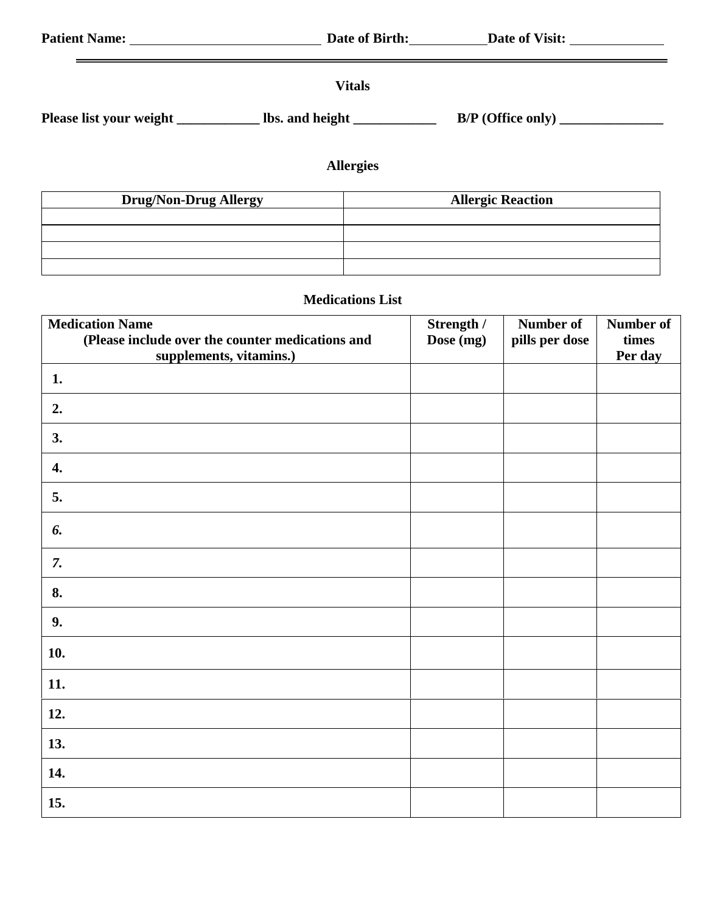**Patient Name:** ____________________________ **Date of Birth:** ___________ **Date of Visit:** ______________

---

## Vitals

**Please list your weight ____________ lbs. and height ____________ B/P (Office only) _______________**

## Allergies

| Drug/Non-Drug Allergy | Allergic Reaction |
|---|---|
| | |
| | |
| | |
| | |

## Medications List

| Medication Name (Please include over the counter medications and supplements, vitamins.) | Strength / Dose (mg) | Number of pills per dose | Number of times Per day |
|---|---|---|---|
| 1. | | | |
| 2. | | | |
| 3. | | | |
| 4. | | | |
| 5. | | | |
| 6. | | | |
| 7. | | | |
| 8. | | | |
| 9. | | | |
| 10. | | | |
| 11. | | | |
| 12. | | | |
| 13. | | | |
| 14. | | | |
| 15. | | | |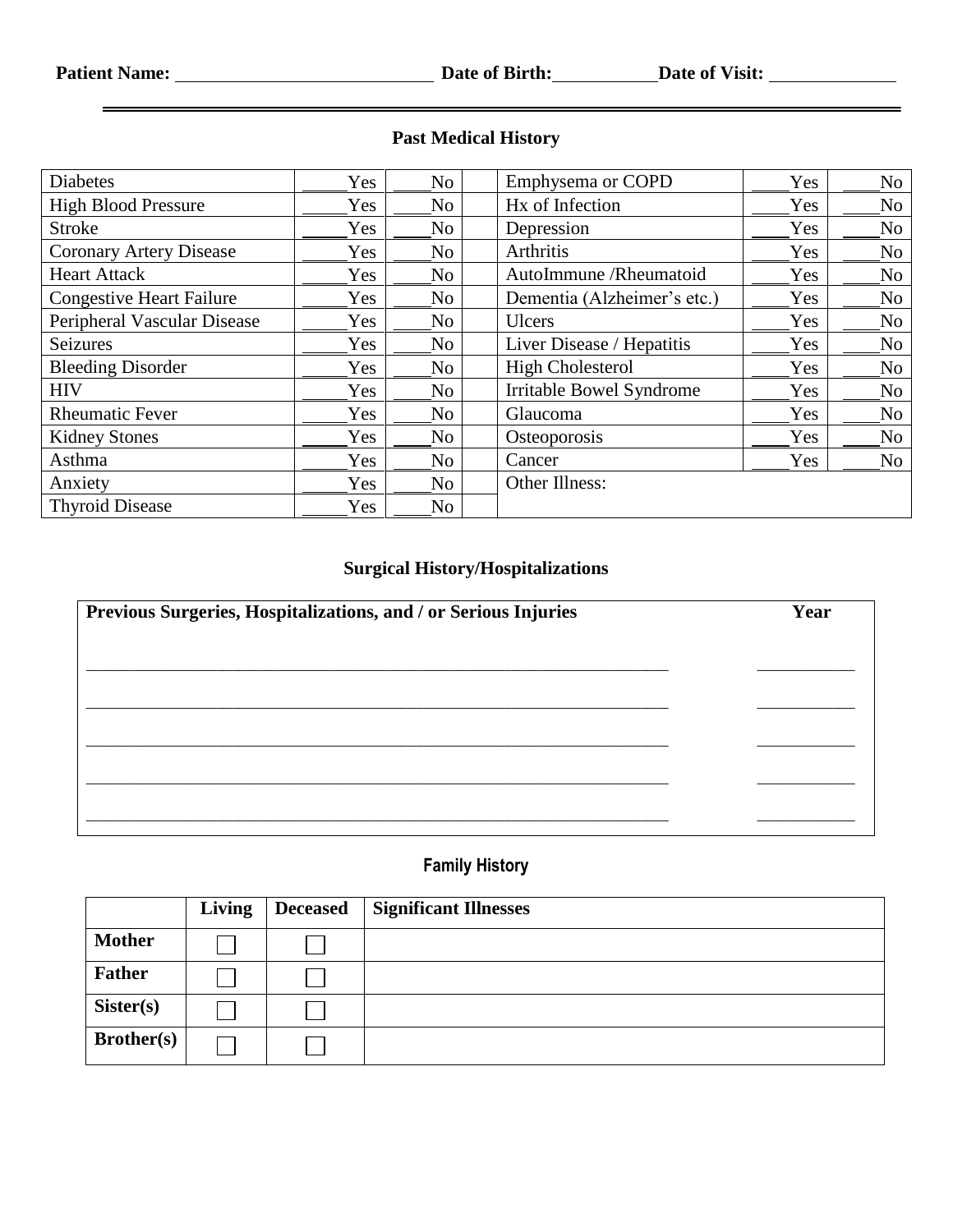**Patient Name:** \_\_\_\_\_\_\_\_\_\_\_\_\_\_\_\_\_\_\_\_\_\_\_\_\_\_ **Date of Birth:**\_\_\_\_\_\_\_\_\_\_\_ **Date of Visit:** \_\_\_\_\_\_\_\_\_\_\_\_\_

## Past Medical History

| Condition | Yes | No | Condition | Yes | No |
|---|---|---|---|---|---|
| Diabetes | ____Yes | ____No | Emphysema or COPD | ____Yes | ____No |
| High Blood Pressure | ____Yes | ____No | Hx of Infection | ____Yes | ____No |
| Stroke | ____Yes | ____No | Depression | ____Yes | ____No |
| Coronary Artery Disease | ____Yes | ____No | Arthritis | ____Yes | ____No |
| Heart Attack | ____Yes | ____No | AutoImmune /Rheumatoid | ____Yes | ____No |
| Congestive Heart Failure | ____Yes | ____No | Dementia (Alzheimer's etc.) | ____Yes | ____No |
| Peripheral Vascular Disease | ____Yes | ____No | Ulcers | ____Yes | ____No |
| Seizures | ____Yes | ____No | Liver Disease / Hepatitis | ____Yes | ____No |
| Bleeding Disorder | ____Yes | ____No | High Cholesterol | ____Yes | ____No |
| HIV | ____Yes | ____No | Irritable Bowel Syndrome | ____Yes | ____No |
| Rheumatic Fever | ____Yes | ____No | Glaucoma | ____Yes | ____No |
| Kidney Stones | ____Yes | ____No | Osteoporosis | ____Yes | ____No |
| Asthma | ____Yes | ____No | Cancer | ____Yes | ____No |
| Anxiety | ____Yes | ____No | Other Illness: | | |
| Thyroid Disease | ____Yes | ____No | | | |

## Surgical History/Hospitalizations

| Previous Surgeries, Hospitalizations, and / or Serious Injuries | Year |
|---|---|
| \_\_\_\_\_\_\_\_\_\_\_\_\_\_\_\_\_\_\_\_\_\_\_\_\_\_\_\_\_\_\_\_\_\_\_\_\_\_\_\_\_\_ | \_\_\_\_\_\_\_\_\_\_ |
| \_\_\_\_\_\_\_\_\_\_\_\_\_\_\_\_\_\_\_\_\_\_\_\_\_\_\_\_\_\_\_\_\_\_\_\_\_\_\_\_\_\_ | \_\_\_\_\_\_\_\_\_\_ |
| \_\_\_\_\_\_\_\_\_\_\_\_\_\_\_\_\_\_\_\_\_\_\_\_\_\_\_\_\_\_\_\_\_\_\_\_\_\_\_\_\_\_ | \_\_\_\_\_\_\_\_\_\_ |
| \_\_\_\_\_\_\_\_\_\_\_\_\_\_\_\_\_\_\_\_\_\_\_\_\_\_\_\_\_\_\_\_\_\_\_\_\_\_\_\_\_\_ | \_\_\_\_\_\_\_\_\_\_ |
| \_\_\_\_\_\_\_\_\_\_\_\_\_\_\_\_\_\_\_\_\_\_\_\_\_\_\_\_\_\_\_\_\_\_\_\_\_\_\_\_\_\_ | \_\_\_\_\_\_\_\_\_\_ |

## Family History

| | Living | Deceased | Significant Illnesses |
|---|---|---|---|
| **Mother** | ☐ | ☐ | |
| **Father** | ☐ | ☐ | |
| **Sister(s)** | ☐ | ☐ | |
| **Brother(s)** | ☐ | ☐ | |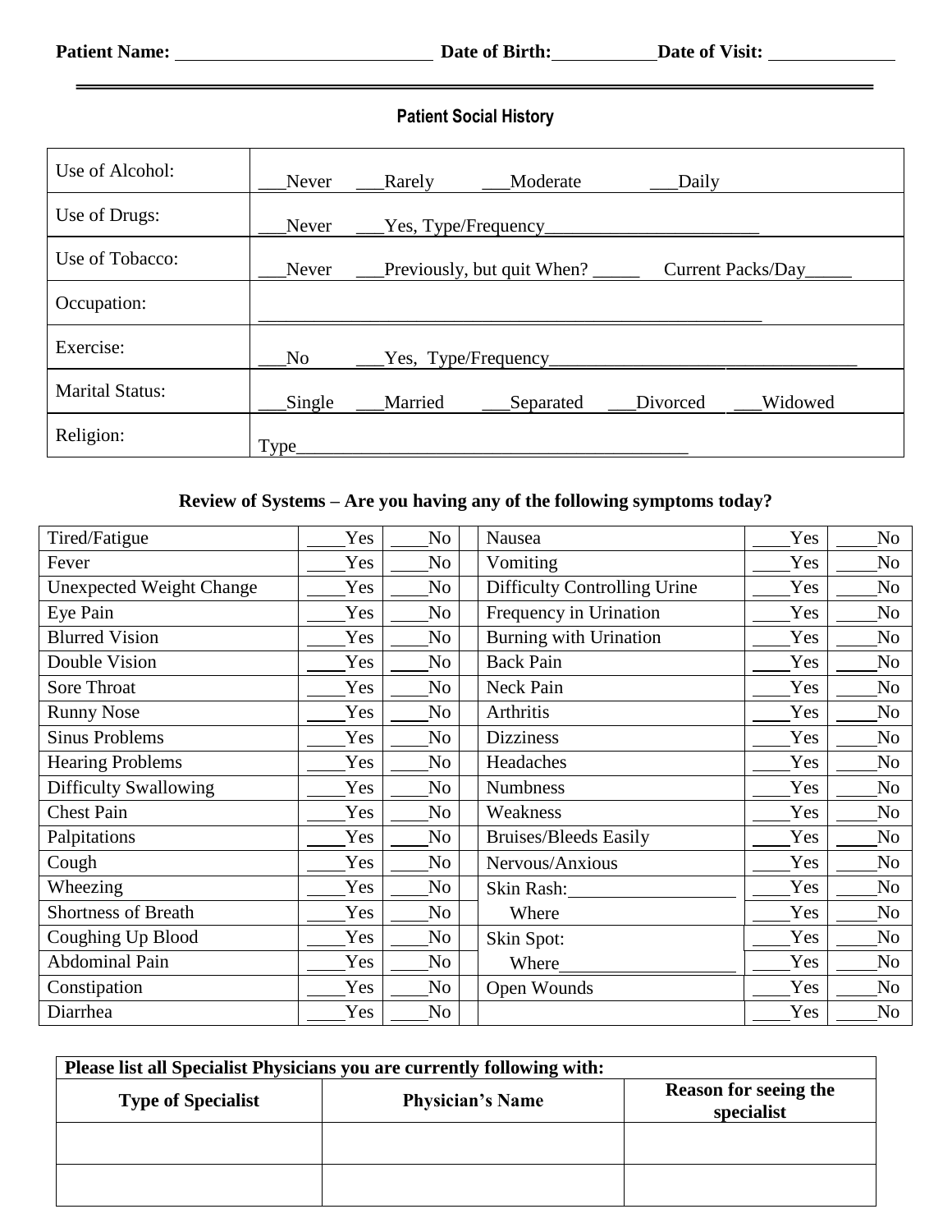**Patient Name:** ____________________________ **Date of Birth:**___________ **Date of Visit:** ______________

## Patient Social History

| | |
|---|---|
| Use of Alcohol: | ___Never ___Rarely ___Moderate ___Daily |
| Use of Drugs: | ___Never ___Yes, Type/Frequency________________________ |
| Use of Tobacco: | ___Never ___Previously, but quit When? _____ Current Packs/Day_____ |
| Occupation: | ________________________________________________________ |
| Exercise: | ___No ___Yes, Type/Frequency_________________________________ |
| Marital Status: | ___Single ___Married ___Separated ___Divorced ___Widowed |
| Religion: | Type__________________________________________ |

**Review of Systems – Are you having any of the following symptoms today?**

| | | | | | |
|---|---|---|---|---|---|
| Tired/Fatigue | ____Yes | ____No | Nausea | ____Yes | ____No |
| Fever | ____Yes | ____No | Vomiting | ____Yes | ____No |
| Unexpected Weight Change | ____Yes | ____No | Difficulty Controlling Urine | ____Yes | ____No |
| Eye Pain | ____Yes | ____No | Frequency in Urination | ____Yes | ____No |
| Blurred Vision | ____Yes | ____No | Burning with Urination | ____Yes | ____No |
| Double Vision | ____Yes | ____No | Back Pain | ____Yes | ____No |
| Sore Throat | ____Yes | ____No | Neck Pain | ____Yes | ____No |
| Runny Nose | ____Yes | ____No | Arthritis | ____Yes | ____No |
| Sinus Problems | ____Yes | ____No | Dizziness | ____Yes | ____No |
| Hearing Problems | ____Yes | ____No | Headaches | ____Yes | ____No |
| Difficulty Swallowing | ____Yes | ____No | Numbness | ____Yes | ____No |
| Chest Pain | ____Yes | ____No | Weakness | ____Yes | ____No |
| Palpitations | ____Yes | ____No | Bruises/Bleeds Easily | ____Yes | ____No |
| Cough | ____Yes | ____No | Nervous/Anxious | ____Yes | ____No |
| Wheezing | ____Yes | ____No | Skin Rash:__________________ | ____Yes | ____No |
| Shortness of Breath | ____Yes | ____No | Where | ____Yes | ____No |
| Coughing Up Blood | ____Yes | ____No | Skin Spot: | ____Yes | ____No |
| Abdominal Pain | ____Yes | ____No | Where___________________ | ____Yes | ____No |
| Constipation | ____Yes | ____No | Open Wounds | ____Yes | ____No |
| Diarrhea | ____Yes | ____No | | ____Yes | ____No |

| **Please list all Specialist Physicians you are currently following with:** | | |
|---|---|---|
| **Type of Specialist** | **Physician's Name** | **Reason for seeing the specialist** |
| | | |
| | | |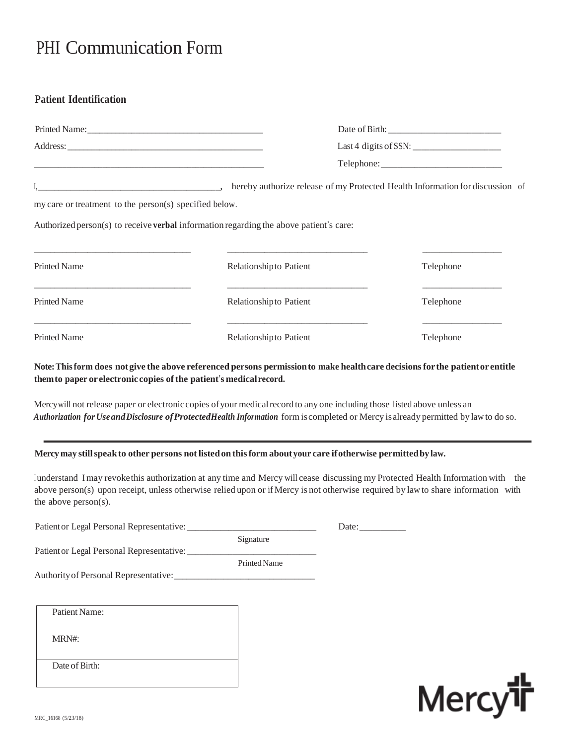# PHI Communication Form

**Patient Identification**

Printed Name:_____________________________________ Date of Birth: ________________________

Address: ________________________________________ Last 4 digits of SSN: ___________________

_______________________________________________ Telephone:__________________________

I,______________________________________, hereby authorize release of my Protected Health Information for discussion of my care or treatment to the person(s) specified below.

Authorized person(s) to receive **verbal** information regarding the above patient's care:

| Printed Name | Relationship to Patient | Telephone |
|---|---|---|
| | | |
| | | |
| | | |

**Note: This form does not give the above referenced persons permission to make healthcare decisions for the patient or entitle them to paper or electronic copies of the patient's medical record.**

Mercy will not release paper or electronic copies of your medical record to any one including those listed above unless an ***Authorization for Use and Disclosure of Protected Health Information*** form is completed or Mercy is already permitted by law to do so.

---

**Mercy may still speak to other persons not listed on this form about your care if otherwise permitted by law.**

I understand I may revoke this authorization at any time and Mercy will cease discussing my Protected Health Information with the above person(s) upon receipt, unless otherwise relied upon or if Mercy is not otherwise required by law to share information with the above person(s).

Patient or Legal Personal Representative:___________________________ Date:__________
Signature

Patient or Legal Personal Representative:___________________________
Printed Name

Authority of Personal Representative:______________________________

| Patient Name: |
|---|
| MRN#: |
| Date of Birth: |

Mercy

MRC_16168 (5/23/18)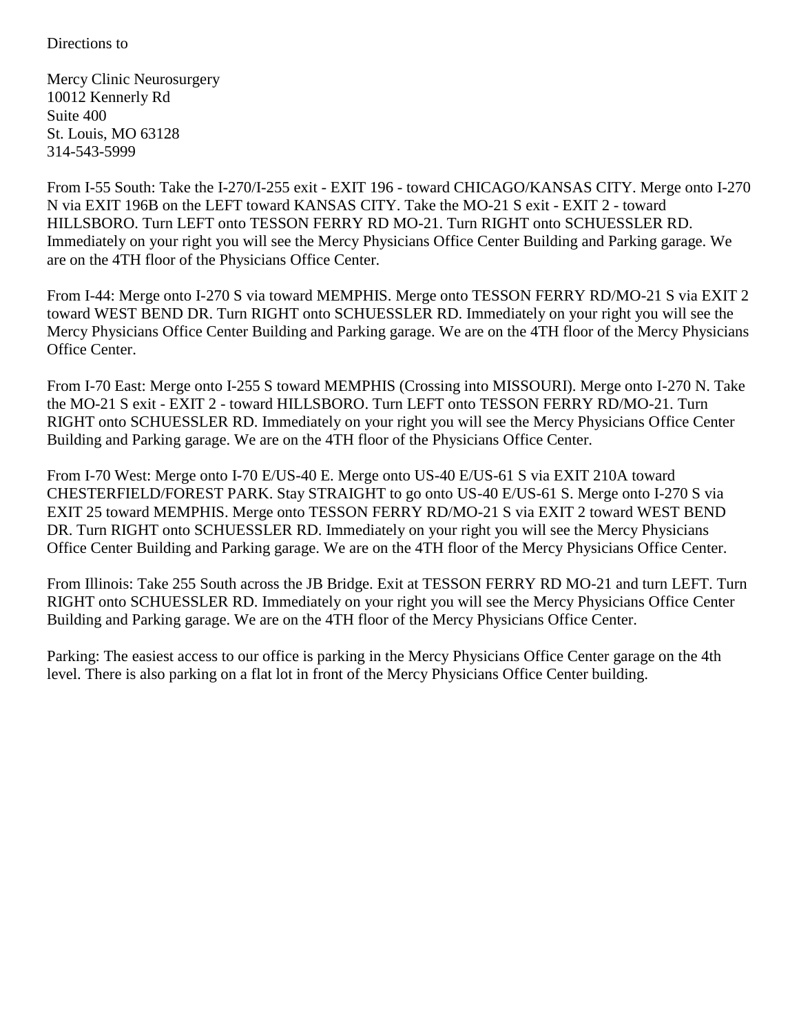Directions to

Mercy Clinic Neurosurgery
10012 Kennerly Rd
Suite 400
St. Louis, MO 63128
314-543-5999

From I-55 South: Take the I-270/I-255 exit - EXIT 196 - toward CHICAGO/KANSAS CITY. Merge onto I-270 N via EXIT 196B on the LEFT toward KANSAS CITY. Take the MO-21 S exit - EXIT 2 - toward HILLSBORO. Turn LEFT onto TESSON FERRY RD MO-21. Turn RIGHT onto SCHUESSLER RD. Immediately on your right you will see the Mercy Physicians Office Center Building and Parking garage. We are on the 4TH floor of the Physicians Office Center.

From I-44: Merge onto I-270 S via toward MEMPHIS. Merge onto TESSON FERRY RD/MO-21 S via EXIT 2 toward WEST BEND DR. Turn RIGHT onto SCHUESSLER RD. Immediately on your right you will see the Mercy Physicians Office Center Building and Parking garage. We are on the 4TH floor of the Mercy Physicians Office Center.

From I-70 East: Merge onto I-255 S toward MEMPHIS (Crossing into MISSOURI). Merge onto I-270 N. Take the MO-21 S exit - EXIT 2 - toward HILLSBORO. Turn LEFT onto TESSON FERRY RD/MO-21. Turn RIGHT onto SCHUESSLER RD. Immediately on your right you will see the Mercy Physicians Office Center Building and Parking garage. We are on the 4TH floor of the Physicians Office Center.

From I-70 West: Merge onto I-70 E/US-40 E. Merge onto US-40 E/US-61 S via EXIT 210A toward CHESTERFIELD/FOREST PARK. Stay STRAIGHT to go onto US-40 E/US-61 S. Merge onto I-270 S via EXIT 25 toward MEMPHIS. Merge onto TESSON FERRY RD/MO-21 S via EXIT 2 toward WEST BEND DR. Turn RIGHT onto SCHUESSLER RD. Immediately on your right you will see the Mercy Physicians Office Center Building and Parking garage. We are on the 4TH floor of the Mercy Physicians Office Center.

From Illinois: Take 255 South across the JB Bridge. Exit at TESSON FERRY RD MO-21 and turn LEFT. Turn RIGHT onto SCHUESSLER RD. Immediately on your right you will see the Mercy Physicians Office Center Building and Parking garage. We are on the 4TH floor of the Mercy Physicians Office Center.

Parking: The easiest access to our office is parking in the Mercy Physicians Office Center garage on the 4th level. There is also parking on a flat lot in front of the Mercy Physicians Office Center building.